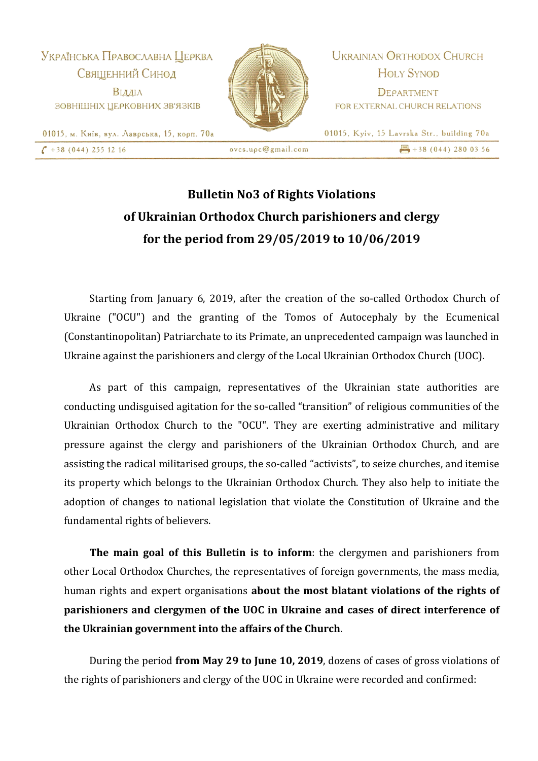Українська Православна Церква
Священний Синод
Відділ
зовнішніх церковних зв'язків

01015, м. Київ, вул. Лаврська, 15, корп. 70а

Ukrainian Orthodox Church
Holy Synod
Department
for External Church Relations

01015, Kyiv, 15 Lavrska Str., building 70a

+38 (044) 255 12 16 ovcs.upc@gmail.com +38 (044) 280 03 56

# Bulletin No3 of Rights Violations of Ukrainian Orthodox Church parishioners and clergy for the period from 29/05/2019 to 10/06/2019

Starting from January 6, 2019, after the creation of the so-called Orthodox Church of Ukraine ("OCU") and the granting of the Tomos of Autocephaly by the Ecumenical (Constantinopolitan) Patriarchate to its Primate, an unprecedented campaign was launched in Ukraine against the parishioners and clergy of the Local Ukrainian Orthodox Church (UOC).

As part of this campaign, representatives of the Ukrainian state authorities are conducting undisguised agitation for the so-called "transition" of religious communities of the Ukrainian Orthodox Church to the "OCU". They are exerting administrative and military pressure against the clergy and parishioners of the Ukrainian Orthodox Church, and are assisting the radical militarised groups, the so-called "activists", to seize churches, and itemise its property which belongs to the Ukrainian Orthodox Church. They also help to initiate the adoption of changes to national legislation that violate the Constitution of Ukraine and the fundamental rights of believers.

**The main goal of this Bulletin is to inform**: the clergymen and parishioners from other Local Orthodox Churches, the representatives of foreign governments, the mass media, human rights and expert organisations **about the most blatant violations of the rights of parishioners and clergymen of the UOC in Ukraine and cases of direct interference of the Ukrainian government into the affairs of the Church**.

During the period **from May 29 to June 10, 2019**, dozens of cases of gross violations of the rights of parishioners and clergy of the UOC in Ukraine were recorded and confirmed: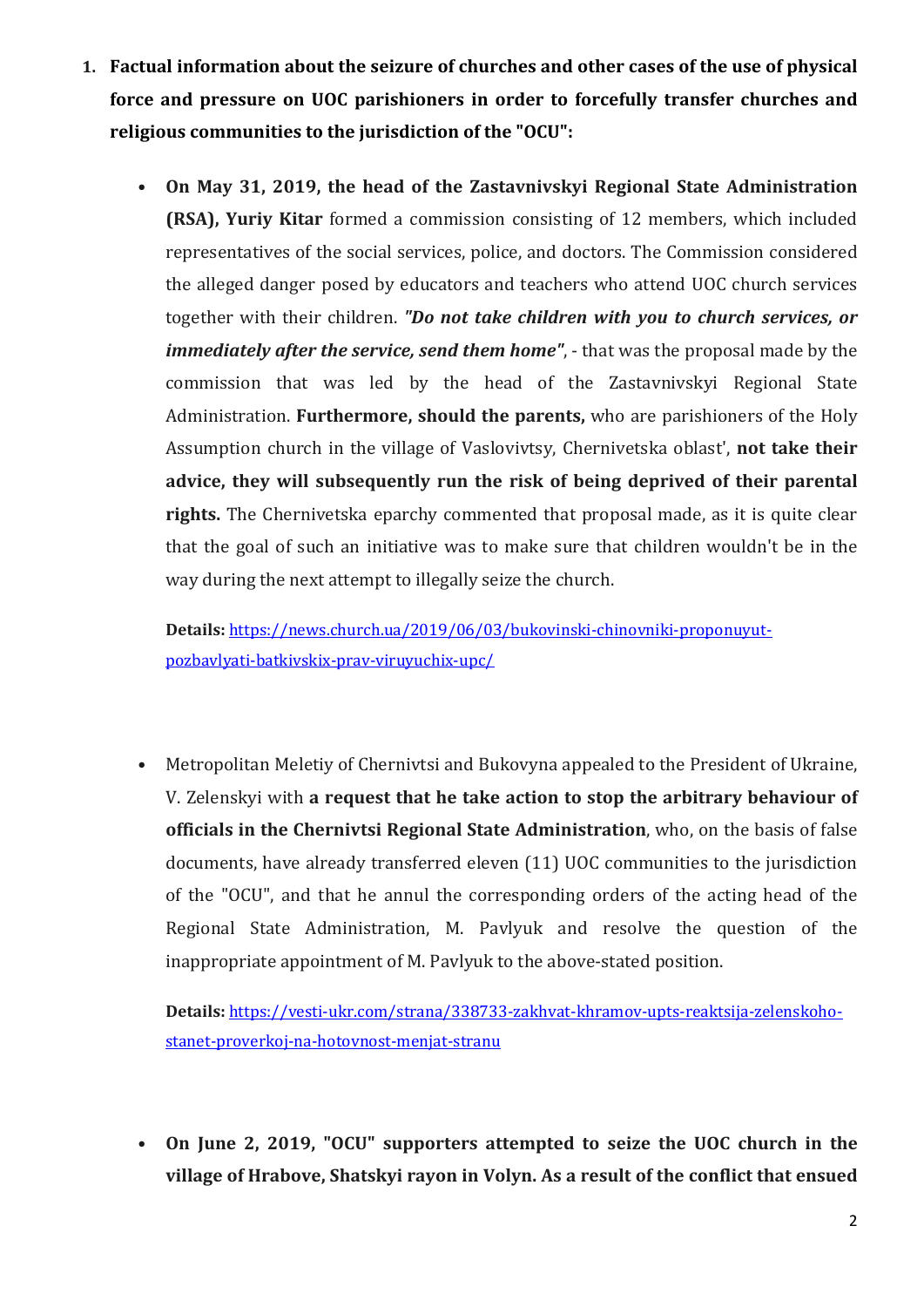1. **Factual information about the seizure of churches and other cases of the use of physical force and pressure on UOC parishioners in order to forcefully transfer churches and religious communities to the jurisdiction of the "OCU":**

   - **On May 31, 2019, the head of the Zastavnivskyi Regional State Administration (RSA), Yuriy Kitar** formed a commission consisting of 12 members, which included representatives of the social services, police, and doctors. The Commission considered the alleged danger posed by educators and teachers who attend UOC church services together with their children. ***"Do not take children with you to church services, or immediately after the service, send them home"***, - that was the proposal made by the commission that was led by the head of the Zastavnivskyi Regional State Administration. **Furthermore, should the parents,** who are parishioners of the Holy Assumption church in the village of Vaslovivtsy, Chernivetska oblast', **not take their advice, they will subsequently run the risk of being deprived of their parental rights.** The Chernivetska eparchy commented that proposal made, as it is quite clear that the goal of such an initiative was to make sure that children wouldn't be in the way during the next attempt to illegally seize the church.

     **Details:** [https://news.church.ua/2019/06/03/bukovinski-chinovniki-proponuyut-pozbavlyati-batkivskix-prav-viruyuchix-upc/](https://news.church.ua/2019/06/03/bukovinski-chinovniki-proponuyut-pozbavlyati-batkivskix-prav-viruyuchix-upc/)

   - Metropolitan Meletiy of Chernivtsi and Bukovyna appealed to the President of Ukraine, V. Zelenskyi with **a request that he take action to stop the arbitrary behaviour of officials in the Chernivtsi Regional State Administration**, who, on the basis of false documents, have already transferred eleven (11) UOC communities to the jurisdiction of the "OCU", and that he annul the corresponding orders of the acting head of the Regional State Administration, M. Pavlyuk and resolve the question of the inappropriate appointment of M. Pavlyuk to the above-stated position.

     **Details:** [https://vesti-ukr.com/strana/338733-zakhvat-khramov-upts-reaktsija-zelenskoho-stanet-proverkoj-na-hotovnost-menjat-stranu](https://vesti-ukr.com/strana/338733-zakhvat-khramov-upts-reaktsija-zelenskoho-stanet-proverkoj-na-hotovnost-menjat-stranu)

   - **On June 2, 2019, "OCU" supporters attempted to seize the UOC church in the village of Hrabove, Shatskyi rayon in Volyn. As a result of the conflict that ensued**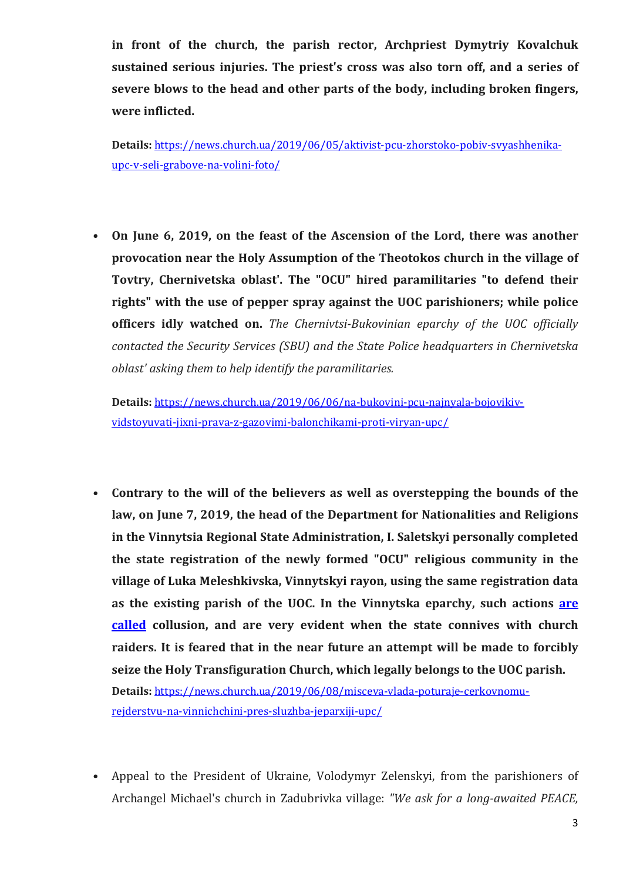**in front of the church, the parish rector, Archpriest Dymytriy Kovalchuk sustained serious injuries. The priest's cross was also torn off, and a series of severe blows to the head and other parts of the body, including broken fingers, were inflicted.**

**Details:** [https://news.church.ua/2019/06/05/aktivist-pcu-zhorstoko-pobiv-svyashhenika-upc-v-seli-grabove-na-volini-foto/](https://news.church.ua/2019/06/05/aktivist-pcu-zhorstoko-pobiv-svyashhenika-upc-v-seli-grabove-na-volini-foto/)

- **On June 6, 2019, on the feast of the Ascension of the Lord, there was another provocation near the Holy Assumption of the Theotokos church in the village of Tovtry, Chernivetska oblast'. The "OCU" hired paramilitaries "to defend their rights" with the use of pepper spray against the UOC parishioners; while police officers idly watched on.** *The Chernivtsi-Bukovinian eparchy of the UOC officially contacted the Security Services (SBU) and the State Police headquarters in Chernivetska oblast' asking them to help identify the paramilitaries.*

  **Details:** [https://news.church.ua/2019/06/06/na-bukovini-pcu-najnyala-bojovikiv-vidstoyuvati-jixni-prava-z-gazovimi-balonchikami-proti-viryan-upc/](https://news.church.ua/2019/06/06/na-bukovini-pcu-najnyala-bojovikiv-vidstoyuvati-jixni-prava-z-gazovimi-balonchikami-proti-viryan-upc/)

- **Contrary to the will of the believers as well as overstepping the bounds of the law, on June 7, 2019, the head of the Department for Nationalities and Religions in the Vinnytsia Regional State Administration, I. Saletskyi personally completed the state registration of the newly formed "OCU" religious community in the village of Luka Meleshkivska, Vinnytskyi rayon, using the same registration data as the existing parish of the UOC. In the Vinnytska eparchy, such actions are called collusion, and are very evident when the state connives with church raiders. It is feared that in the near future an attempt will be made to forcibly seize the Holy Transfiguration Church, which legally belongs to the UOC parish.**
  **Details:** [https://news.church.ua/2019/06/08/misceva-vlada-poturaje-cerkovnomu-rejderstvu-na-vinnichchini-pres-sluzhba-jeparxiji-upc/](https://news.church.ua/2019/06/08/misceva-vlada-poturaje-cerkovnomu-rejderstvu-na-vinnichchini-pres-sluzhba-jeparxiji-upc/)

- Appeal to the President of Ukraine, Volodymyr Zelenskyi, from the parishioners of Archangel Michael's church in Zadubrivka village: *"We ask for a long-awaited PEACE,*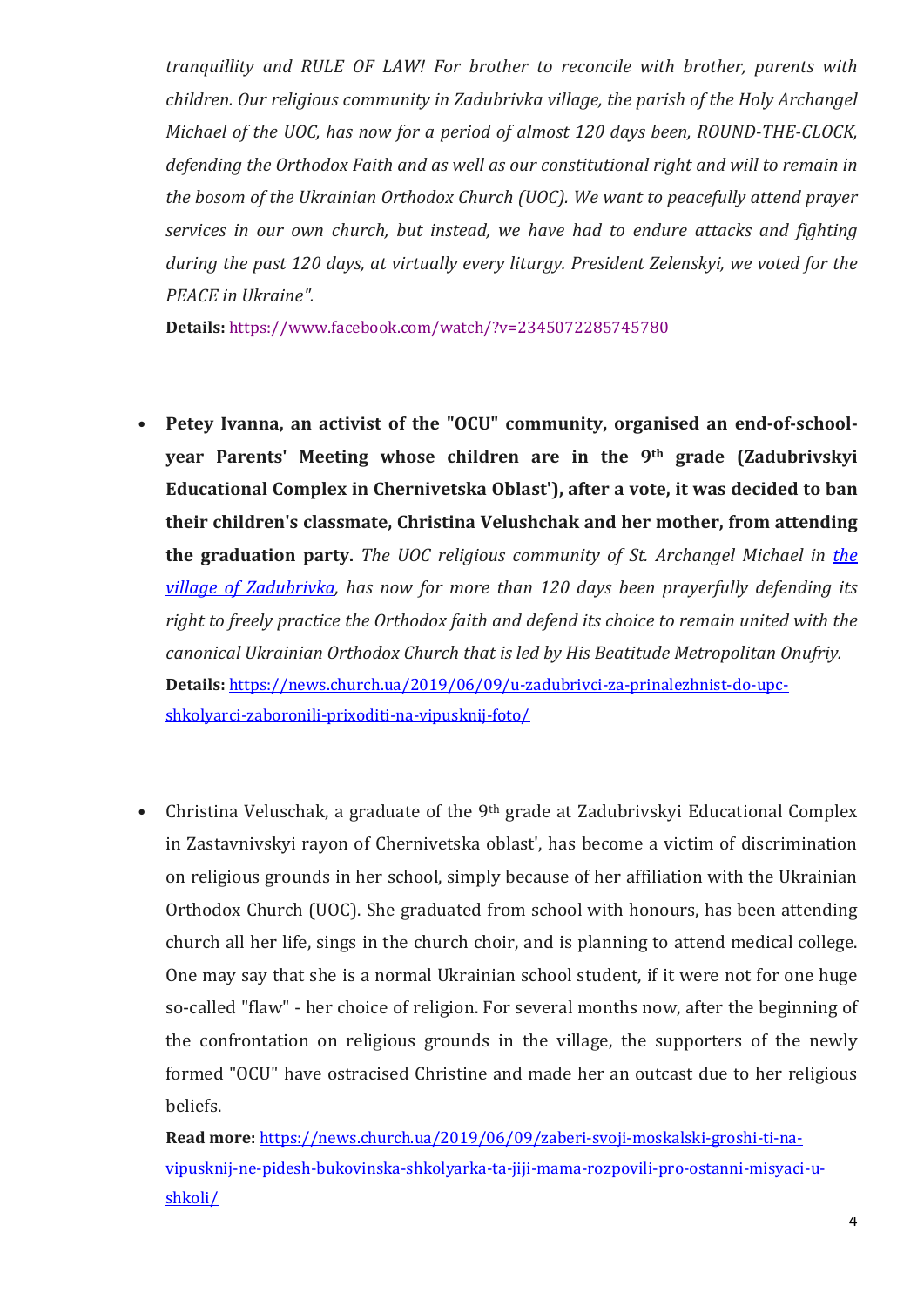*tranquillity and RULE OF LAW! For brother to reconcile with brother, parents with children. Our religious community in Zadubrivka village, the parish of the Holy Archangel Michael of the UOC, has now for a period of almost 120 days been, ROUND-THE-CLOCK, defending the Orthodox Faith and as well as our constitutional right and will to remain in the bosom of the Ukrainian Orthodox Church (UOC). We want to peacefully attend prayer services in our own church, but instead, we have had to endure attacks and fighting during the past 120 days, at virtually every liturgy. President Zelenskyi, we voted for the PEACE in Ukraine".*

**Details:** https://www.facebook.com/watch/?v=2345072285745780

- **Petey Ivanna, an activist of the "OCU" community, organised an end-of-school-year Parents' Meeting whose children are in the 9th grade (Zadubrivskyi Educational Complex in Chernivetska Oblast'), after a vote, it was decided to ban their children's classmate, Christina Velushchak and her mother, from attending the graduation party.** *The UOC religious community of St. Archangel Michael in the village of Zadubrivka, has now for more than 120 days been prayerfully defending its right to freely practice the Orthodox faith and defend its choice to remain united with the canonical Ukrainian Orthodox Church that is led by His Beatitude Metropolitan Onufriy.*

  **Details:** https://news.church.ua/2019/06/09/u-zadubrivci-za-prinalezhnist-do-upc-shkolyarci-zaboronili-prixoditi-na-vipusknij-foto/

- Christina Veluschak, a graduate of the 9th grade at Zadubrivskyi Educational Complex in Zastavnivskyi rayon of Chernivetska oblast', has become a victim of discrimination on religious grounds in her school, simply because of her affiliation with the Ukrainian Orthodox Church (UOC). She graduated from school with honours, has been attending church all her life, sings in the church choir, and is planning to attend medical college. One may say that she is a normal Ukrainian school student, if it were not for one huge so-called "flaw" - her choice of religion. For several months now, after the beginning of the confrontation on religious grounds in the village, the supporters of the newly formed "OCU" have ostracised Christine and made her an outcast due to her religious beliefs.

  **Read more:** https://news.church.ua/2019/06/09/zaberi-svoji-moskalski-groshi-ti-na-vipusknij-ne-pidesh-bukovinska-shkolyarka-ta-jiji-mama-rozpovili-pro-ostanni-misyaci-u-shkoli/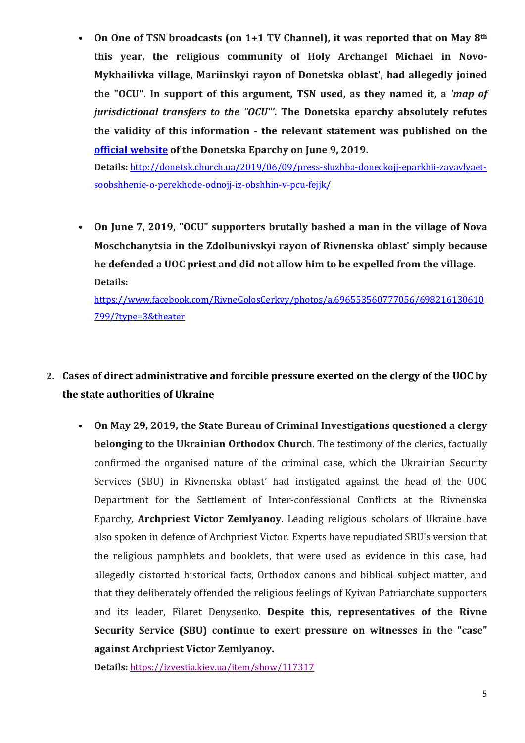- **On One of TSN broadcasts (on 1+1 TV Channel), it was reported that on May 8th this year, the religious community of Holy Archangel Michael in Novo-Mykhailivka village, Mariinskyi rayon of Donetska oblast', had allegedly joined the "OCU". In support of this argument, TSN used, as they named it, a *'map of jurisdictional transfers to the "OCU"'*. The Donetska eparchy absolutely refutes the validity of this information - the relevant statement was published on the [official website](http://donetsk.church.ua/2019/06/09/press-sluzhba-doneckojj-eparkhii-zayavlyaet-soobshhenie-o-perekhode-odnojj-iz-obshhin-v-pcu-fejjk/) of the Donetska Eparchy on June 9, 2019.**

  **Details:** http://donetsk.church.ua/2019/06/09/press-sluzhba-doneckojj-eparkhii-zayavlyaet-soobshhenie-o-perekhode-odnojj-iz-obshhin-v-pcu-fejjk/

- **On June 7, 2019, "OCU" supporters brutally bashed a man in the village of Nova Moschchanytsia in the Zdolbunivskyi rayon of Rivnenska oblast' simply because he defended a UOC priest and did not allow him to be expelled from the village.**

  **Details:**
  https://www.facebook.com/RivneGolosCerkvy/photos/a.696553560777056/698216130610799/?type=3&theater

2. **Cases of direct administrative and forcible pressure exerted on the clergy of the UOC by the state authorities of Ukraine**

   - **On May 29, 2019, the State Bureau of Criminal Investigations questioned a clergy belonging to the Ukrainian Orthodox Church**. The testimony of the clerics, factually confirmed the organised nature of the criminal case, which the Ukrainian Security Services (SBU) in Rivnenska oblast' had instigated against the head of the UOC Department for the Settlement of Inter-confessional Conflicts at the Rivnenska Eparchy, **Archpriest Victor Zemlyanoy**. Leading religious scholars of Ukraine have also spoken in defence of Archpriest Victor. Experts have repudiated SBU's version that the religious pamphlets and booklets, that were used as evidence in this case, had allegedly distorted historical facts, Orthodox canons and biblical subject matter, and that they deliberately offended the religious feelings of Kyivan Patriarchate supporters and its leader, Filaret Denysenko. **Despite this, representatives of the Rivne Security Service (SBU) continue to exert pressure on witnesses in the "case" against Archpriest Victor Zemlyanoy.**

     **Details:** https://izvestia.kiev.ua/item/show/117317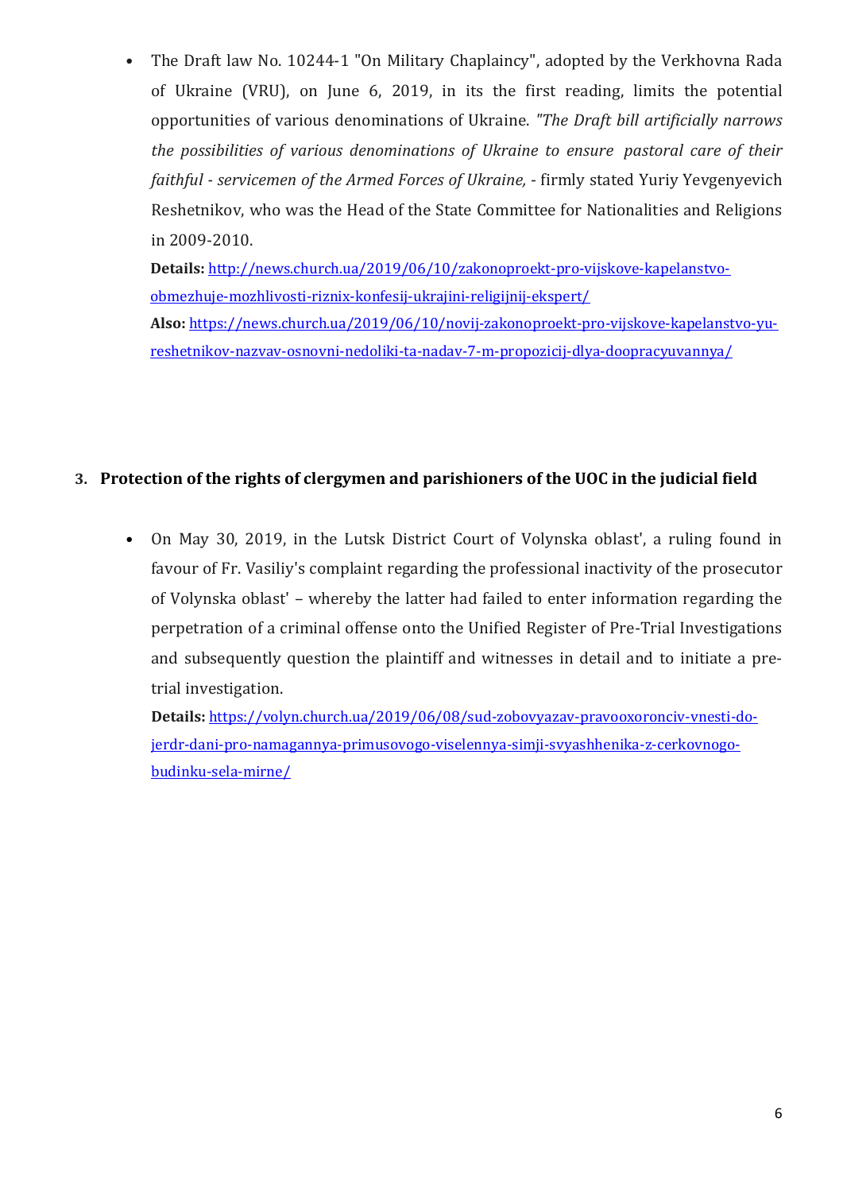- The Draft law No. 10244-1 "On Military Chaplaincy", adopted by the Verkhovna Rada of Ukraine (VRU), on June 6, 2019, in its the first reading, limits the potential opportunities of various denominations of Ukraine. *"The Draft bill artificially narrows the possibilities of various denominations of Ukraine to ensure pastoral care of their faithful - servicemen of the Armed Forces of Ukraine,* - firmly stated Yuriy Yevgenyevich Reshetnikov, who was the Head of the State Committee for Nationalities and Religions in 2009-2010.

  **Details:** [http://news.church.ua/2019/06/10/zakonoproekt-pro-vijskove-kapelanstvo-obmezhuje-mozhlivosti-riznix-konfesij-ukrajini-religijnij-ekspert/](http://news.church.ua/2019/06/10/zakonoproekt-pro-vijskove-kapelanstvo-obmezhuje-mozhlivosti-riznix-konfesij-ukrajini-religijnij-ekspert/)

  **Also:** [https://news.church.ua/2019/06/10/novij-zakonoproekt-pro-vijskove-kapelanstvo-yu-reshetnikov-nazvav-osnovni-nedoliki-ta-nadav-7-m-propozicij-dlya-doopracyuvannya/](https://news.church.ua/2019/06/10/novij-zakonoproekt-pro-vijskove-kapelanstvo-yu-reshetnikov-nazvav-osnovni-nedoliki-ta-nadav-7-m-propozicij-dlya-doopracyuvannya/)

## 3. Protection of the rights of clergymen and parishioners of the UOC in the judicial field

- On May 30, 2019, in the Lutsk District Court of Volynska oblast', a ruling found in favour of Fr. Vasiliy's complaint regarding the professional inactivity of the prosecutor of Volynska oblast' – whereby the latter had failed to enter information regarding the perpetration of a criminal offense onto the Unified Register of Pre-Trial Investigations and subsequently question the plaintiff and witnesses in detail and to initiate a pre-trial investigation.

  **Details:** [https://volyn.church.ua/2019/06/08/sud-zobovyazav-pravooxoronciv-vnesti-do-jerdr-dani-pro-namagannya-primusovogo-viselennya-simji-svyashhenika-z-cerkovnogo-budinku-sela-mirne/](https://volyn.church.ua/2019/06/08/sud-zobovyazav-pravooxoronciv-vnesti-do-jerdr-dani-pro-namagannya-primusovogo-viselennya-simji-svyashhenika-z-cerkovnogo-budinku-sela-mirne/)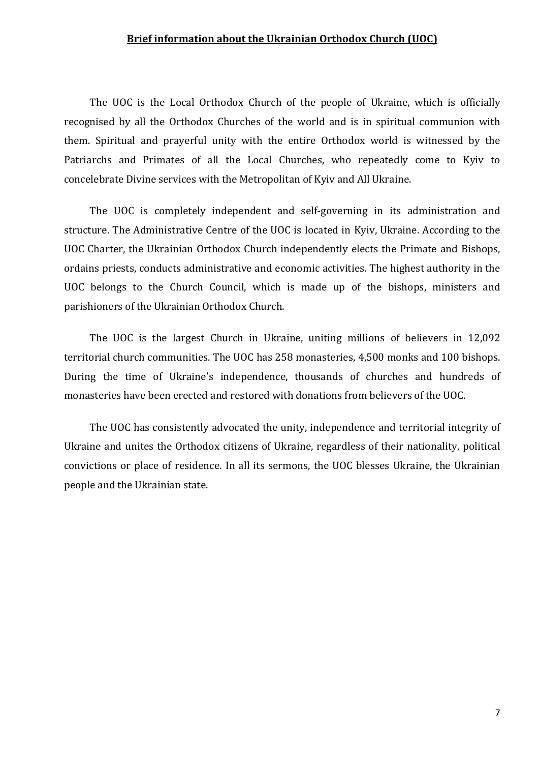**Brief information about the Ukrainian Orthodox Church (UOC)**

The UOC is the Local Orthodox Church of the people of Ukraine, which is officially recognised by all the Orthodox Churches of the world and is in spiritual communion with them. Spiritual and prayerful unity with the entire Orthodox world is witnessed by the Patriarchs and Primates of all the Local Churches, who repeatedly come to Kyiv to concelebrate Divine services with the Metropolitan of Kyiv and All Ukraine.

The UOC is completely independent and self-governing in its administration and structure. The Administrative Centre of the UOC is located in Kyiv, Ukraine. According to the UOC Charter, the Ukrainian Orthodox Church independently elects the Primate and Bishops, ordains priests, conducts administrative and economic activities. The highest authority in the UOC belongs to the Church Council, which is made up of the bishops, ministers and parishioners of the Ukrainian Orthodox Church.

The UOC is the largest Church in Ukraine, uniting millions of believers in 12,092 territorial church communities. The UOC has 258 monasteries, 4,500 monks and 100 bishops. During the time of Ukraine's independence, thousands of churches and hundreds of monasteries have been erected and restored with donations from believers of the UOC.

The UOC has consistently advocated the unity, independence and territorial integrity of Ukraine and unites the Orthodox citizens of Ukraine, regardless of their nationality, political convictions or place of residence. In all its sermons, the UOC blesses Ukraine, the Ukrainian people and the Ukrainian state.